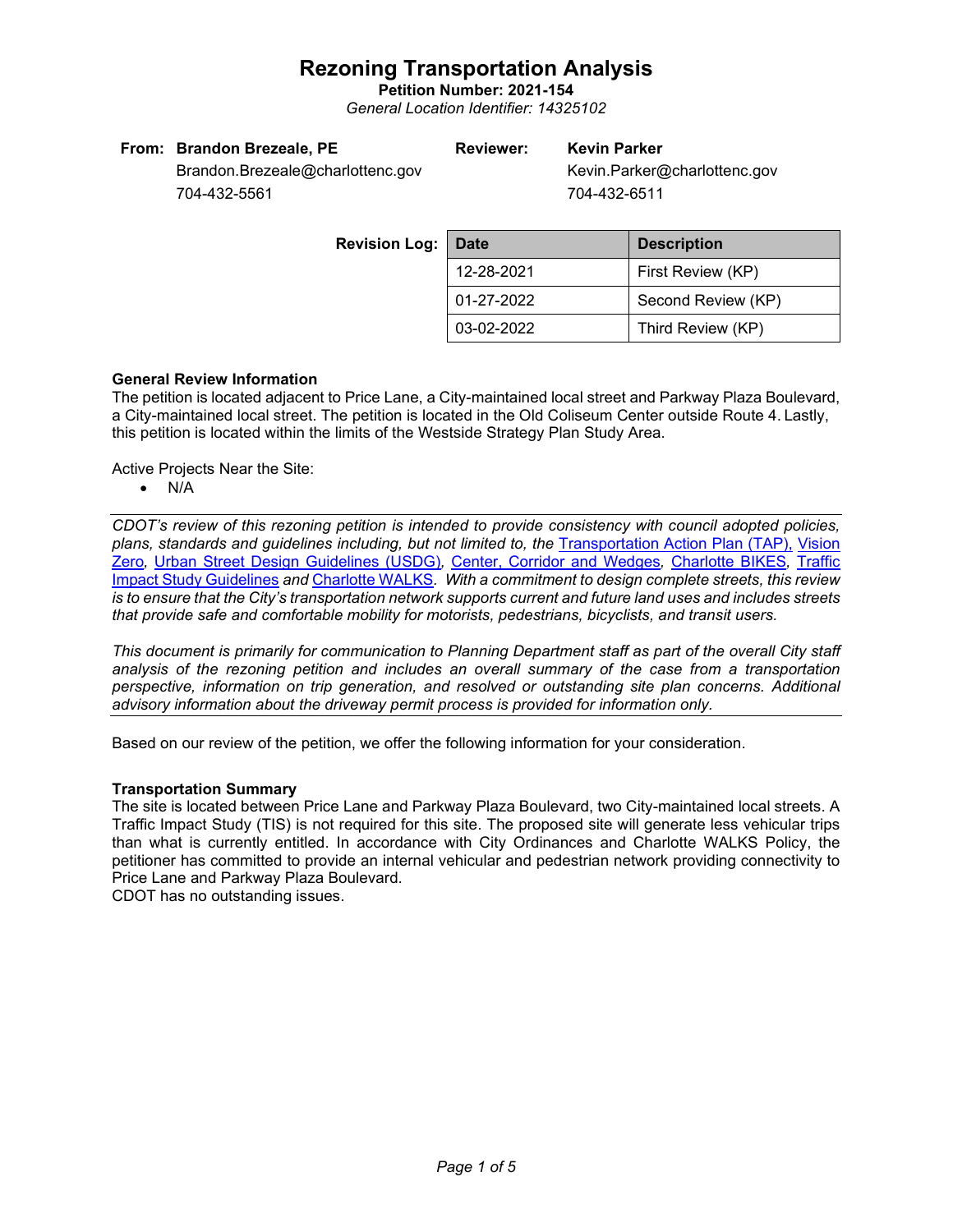# Rezoning Transportation Analysis

**Petition Number: 2021-154**

*General Location Identifier: 14325102*

**From: Brandon Brezeale, PE**
Brandon.Brezeale@charlottenc.gov
704-432-5561

**Reviewer: Kevin Parker**
Kevin.Parker@charlottenc.gov
704-432-6511

**Revision Log:**

| Date | Description |
| --- | --- |
| 12-28-2021 | First Review (KP) |
| 01-27-2022 | Second Review (KP) |
| 03-02-2022 | Third Review (KP) |

### General Review Information

The petition is located adjacent to Price Lane, a City-maintained local street and Parkway Plaza Boulevard, a City-maintained local street. The petition is located in the Old Coliseum Center outside Route 4. Lastly, this petition is located within the limits of the Westside Strategy Plan Study Area.

Active Projects Near the Site:

- N/A

---

*CDOT's review of this rezoning petition is intended to provide consistency with council adopted policies, plans, standards and guidelines including, but not limited to, the Transportation Action Plan (TAP), Vision Zero, Urban Street Design Guidelines (USDG), Center, Corridor and Wedges, Charlotte BIKES, Traffic Impact Study Guidelines and Charlotte WALKS. With a commitment to design complete streets, this review is to ensure that the City's transportation network supports current and future land uses and includes streets that provide safe and comfortable mobility for motorists, pedestrians, bicyclists, and transit users.*

*This document is primarily for communication to Planning Department staff as part of the overall City staff analysis of the rezoning petition and includes an overall summary of the case from a transportation perspective, information on trip generation, and resolved or outstanding site plan concerns. Additional advisory information about the driveway permit process is provided for information only.*

---

Based on our review of the petition, we offer the following information for your consideration.

### Transportation Summary

The site is located between Price Lane and Parkway Plaza Boulevard, two City-maintained local streets. A Traffic Impact Study (TIS) is not required for this site. The proposed site will generate less vehicular trips than what is currently entitled. In accordance with City Ordinances and Charlotte WALKS Policy, the petitioner has committed to provide an internal vehicular and pedestrian network providing connectivity to Price Lane and Parkway Plaza Boulevard.
CDOT has no outstanding issues.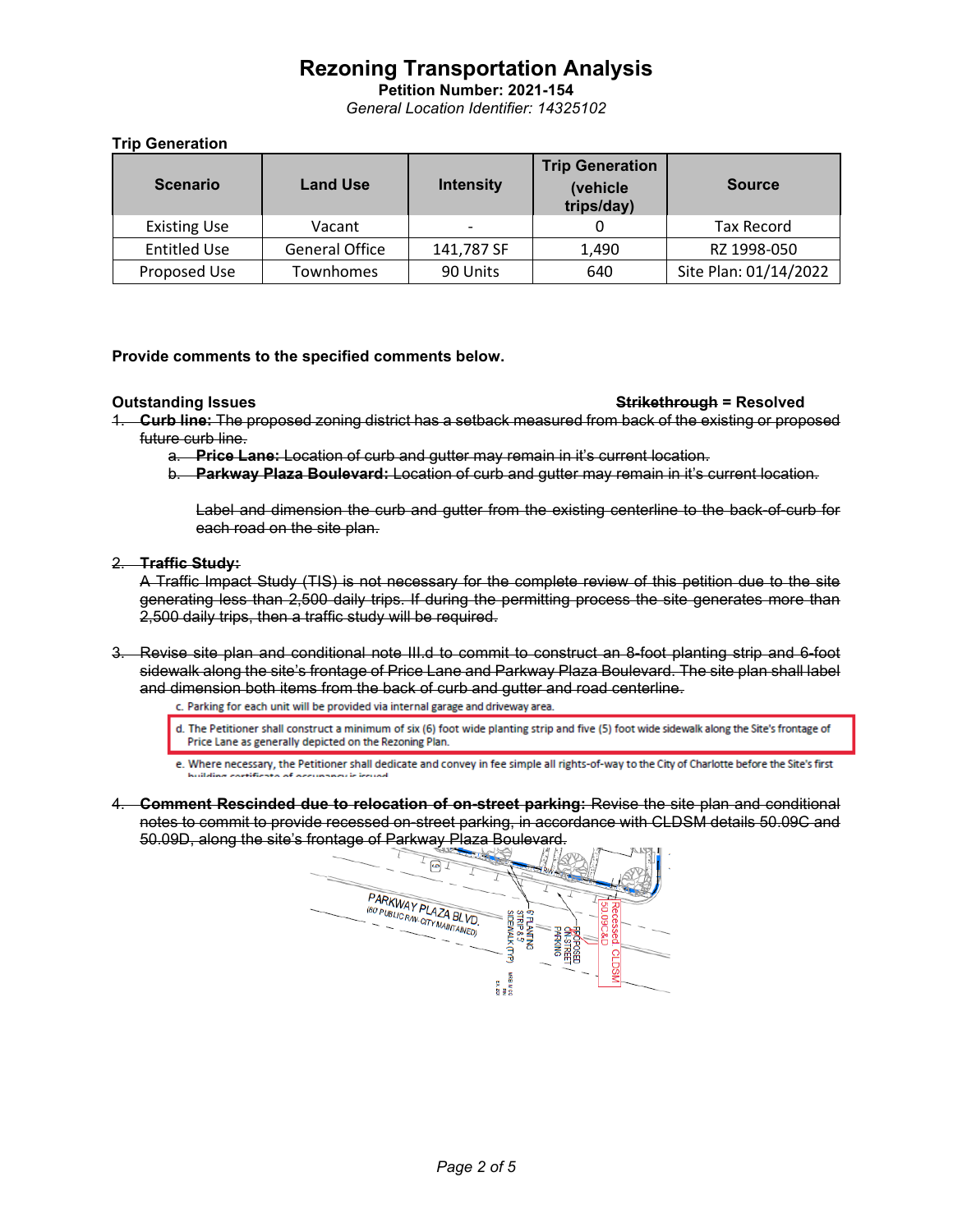# Rezoning Transportation Analysis

**Petition Number: 2021-154**

*General Location Identifier: 14325102*

**Trip Generation**

| Scenario | Land Use | Intensity | Trip Generation (vehicle trips/day) | Source |
|---|---|---|---|---|
| Existing Use | Vacant | - | 0 | Tax Record |
| Entitled Use | General Office | 141,787 SF | 1,490 | RZ 1998-050 |
| Proposed Use | Townhomes | 90 Units | 640 | Site Plan: 01/14/2022 |

**Provide comments to the specified comments below.**

**Outstanding Issues** ~~**Strikethrough**~~ **= Resolved**

1. ~~**Curb line:** The proposed zoning district has a setback measured from back of the existing or proposed future curb line.~~
   a. ~~**Price Lane:** Location of curb and gutter may remain in it's current location.~~
   b. ~~**Parkway Plaza Boulevard:** Location of curb and gutter may remain in it's current location.~~

   ~~Label and dimension the curb and gutter from the existing centerline to the back-of-curb for each road on the site plan.~~

2. ~~**Traffic Study:**~~
   ~~A Traffic Impact Study (TIS) is not necessary for the complete review of this petition due to the site generating less than 2,500 daily trips. If during the permitting process the site generates more than 2,500 daily trips, then a traffic study will be required.~~

3. ~~Revise site plan and conditional note III.d to commit to construct an 8-foot planting strip and 6-foot sidewalk along the site's frontage of Price Lane and Parkway Plaza Boulevard. The site plan shall label and dimension both items from the back of curb and gutter and road centerline.~~

   c. Parking for each unit will be provided via internal garage and driveway area.

   d. The Petitioner shall construct a minimum of six (6) foot wide planting strip and five (5) foot wide sidewalk along the Site's frontage of Price Lane as generally depicted on the Rezoning Plan.

   e. Where necessary, the Petitioner shall dedicate and convey in fee simple all rights-of-way to the City of Charlotte before the Site's first building certificate of occupancy is issued.

4. ~~**Comment Rescinded due to relocation of on-street parking:** Revise the site plan and conditional notes to commit to provide recessed on-street parking, in accordance with CLDSM details 50.09C and 50.09D, along the site's frontage of Parkway Plaza Boulevard.~~

PARKWAY PLAZA BLVD. (60' PUBLIC R/W - CITY MAINTAINED)

8' PLANTING STRIP & 6' SIDEWALK (TYP)

PROPOSED ON-STREET PARKING

Recessed CLDSM 50.09C&D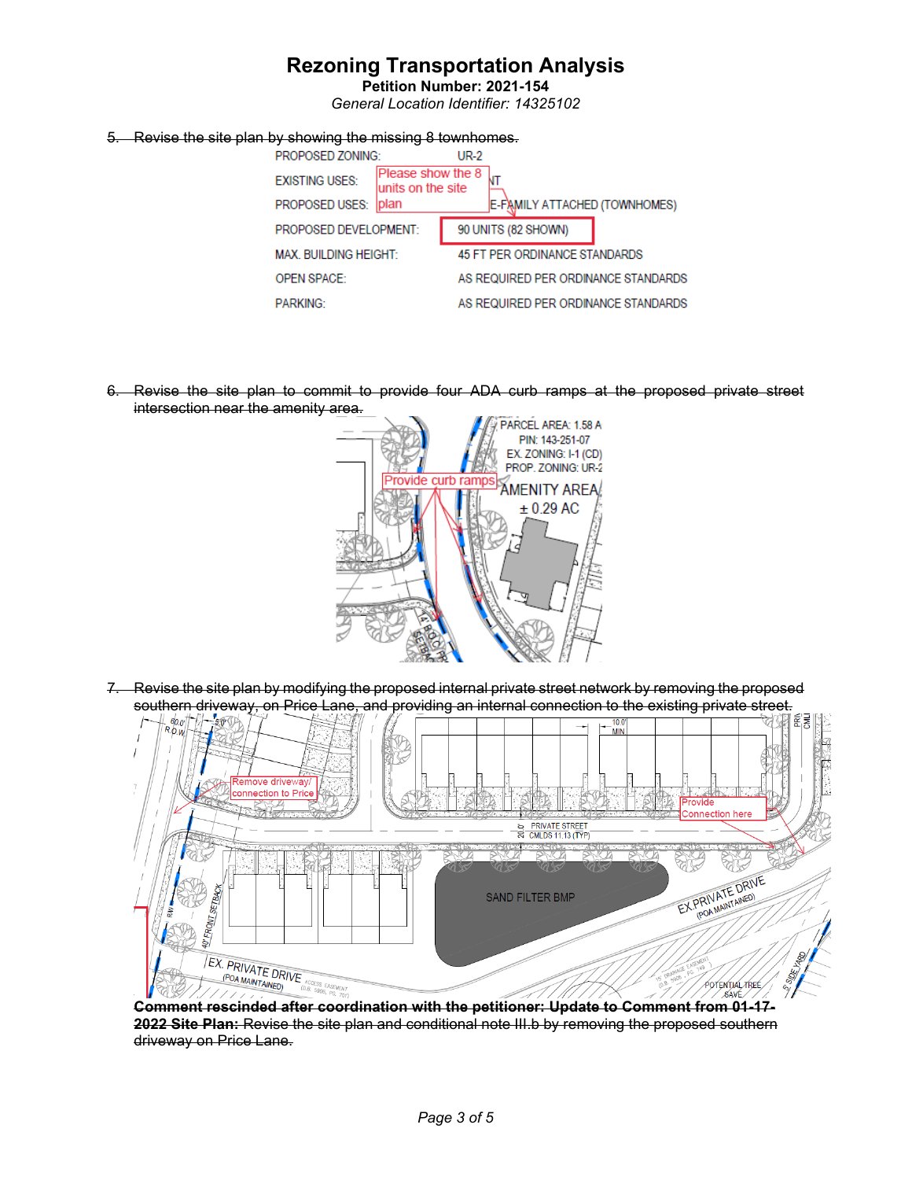# Rezoning Transportation Analysis

**Petition Number: 2021-154**

*General Location Identifier: 14325102*

5. ~~Revise the site plan by showing the missing 8 townhomes.~~

| | |
|---|---|
| PROPOSED ZONING: | UR-2 |
| EXISTING USES: | Please show the 8 units on the site plan |
| PROPOSED USES: | E-FAMILY ATTACHED (TOWNHOMES) |
| PROPOSED DEVELOPMENT: | 90 UNITS (82 SHOWN) |
| MAX. BUILDING HEIGHT: | 45 FT PER ORDINANCE STANDARDS |
| OPEN SPACE: | AS REQUIRED PER ORDINANCE STANDARDS |
| PARKING: | AS REQUIRED PER ORDINANCE STANDARDS |

6. ~~Revise the site plan to commit to provide four ADA curb ramps at the proposed private street intersection near the amenity area.~~

PARCEL AREA: 1.58 A
PIN: 143-251-07
EX. ZONING: I-1 (CD)
PROP. ZONING: UR-2
Provide curb ramps
AMENITY AREA ± 0.29 AC

7. ~~Revise the site plan by modifying the proposed internal private street network by removing the proposed southern driveway, on Price Lane, and providing an internal connection to the existing private street.~~

Remove driveway/ connection to Price
Provide Connection here
PRIVATE STREET
SAND FILTER BMP
EX. PRIVATE DRIVE (POA MAINTAINED)

~~**Comment rescinded after coordination with the petitioner: Update to Comment from 01-17-2022 Site Plan:** Revise the site plan and conditional note III.b by removing the proposed southern driveway on Price Lane.~~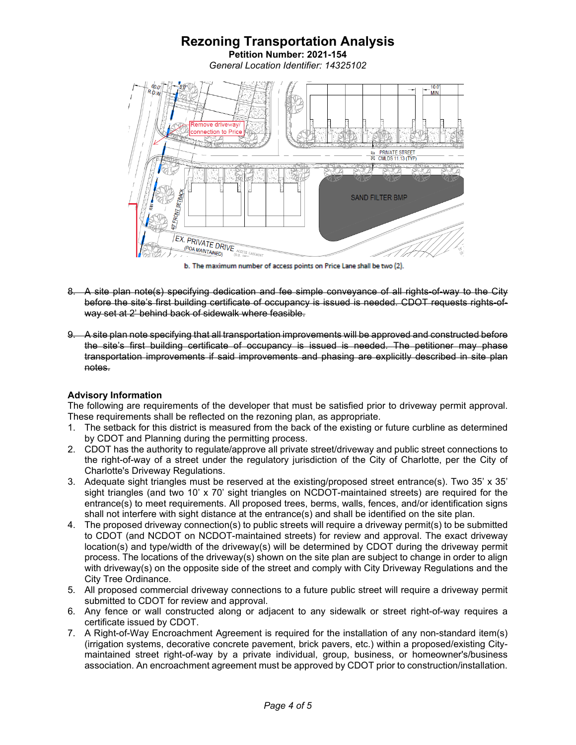# Rezoning Transportation Analysis

**Petition Number: 2021-154**

*General Location Identifier: 14325102*

b. The maximum number of access points on Price Lane shall be two (2).

8. ~~A site plan note(s) specifying dedication and fee simple conveyance of all rights-of-way to the City before the site's first building certificate of occupancy is issued is needed. CDOT requests rights-of-way set at 2' behind back of sidewalk where feasible.~~

9. ~~A site plan note specifying that all transportation improvements will be approved and constructed before the site's first building certificate of occupancy is issued is needed. The petitioner may phase transportation improvements if said improvements and phasing are explicitly described in site plan notes.~~

**Advisory Information**

The following are requirements of the developer that must be satisfied prior to driveway permit approval. These requirements shall be reflected on the rezoning plan, as appropriate.

1. The setback for this district is measured from the back of the existing or future curbline as determined by CDOT and Planning during the permitting process.
2. CDOT has the authority to regulate/approve all private street/driveway and public street connections to the right-of-way of a street under the regulatory jurisdiction of the City of Charlotte, per the City of Charlotte's Driveway Regulations.
3. Adequate sight triangles must be reserved at the existing/proposed street entrance(s). Two 35' x 35' sight triangles (and two 10' x 70' sight triangles on NCDOT-maintained streets) are required for the entrance(s) to meet requirements. All proposed trees, berms, walls, fences, and/or identification signs shall not interfere with sight distance at the entrance(s) and shall be identified on the site plan.
4. The proposed driveway connection(s) to public streets will require a driveway permit(s) to be submitted to CDOT (and NCDOT on NCDOT-maintained streets) for review and approval. The exact driveway location(s) and type/width of the driveway(s) will be determined by CDOT during the driveway permit process. The locations of the driveway(s) shown on the site plan are subject to change in order to align with driveway(s) on the opposite side of the street and comply with City Driveway Regulations and the City Tree Ordinance.
5. All proposed commercial driveway connections to a future public street will require a driveway permit submitted to CDOT for review and approval.
6. Any fence or wall constructed along or adjacent to any sidewalk or street right-of-way requires a certificate issued by CDOT.
7. A Right-of-Way Encroachment Agreement is required for the installation of any non-standard item(s) (irrigation systems, decorative concrete pavement, brick pavers, etc.) within a proposed/existing City-maintained street right-of-way by a private individual, group, business, or homeowner's/business association. An encroachment agreement must be approved by CDOT prior to construction/installation.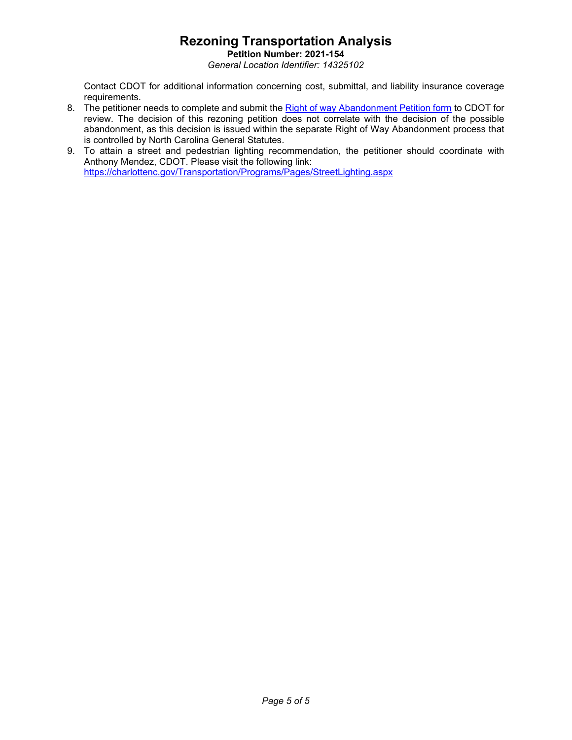Contact CDOT for additional information concerning cost, submittal, and liability insurance coverage requirements.

8. The petitioner needs to complete and submit the [Right of way Abandonment Petition form] to CDOT for review. The decision of this rezoning petition does not correlate with the decision of the possible abandonment, as this decision is issued within the separate Right of Way Abandonment process that is controlled by North Carolina General Statutes.
9. To attain a street and pedestrian lighting recommendation, the petitioner should coordinate with Anthony Mendez, CDOT. Please visit the following link: https://charlottenc.gov/Transportation/Programs/Pages/StreetLighting.aspx